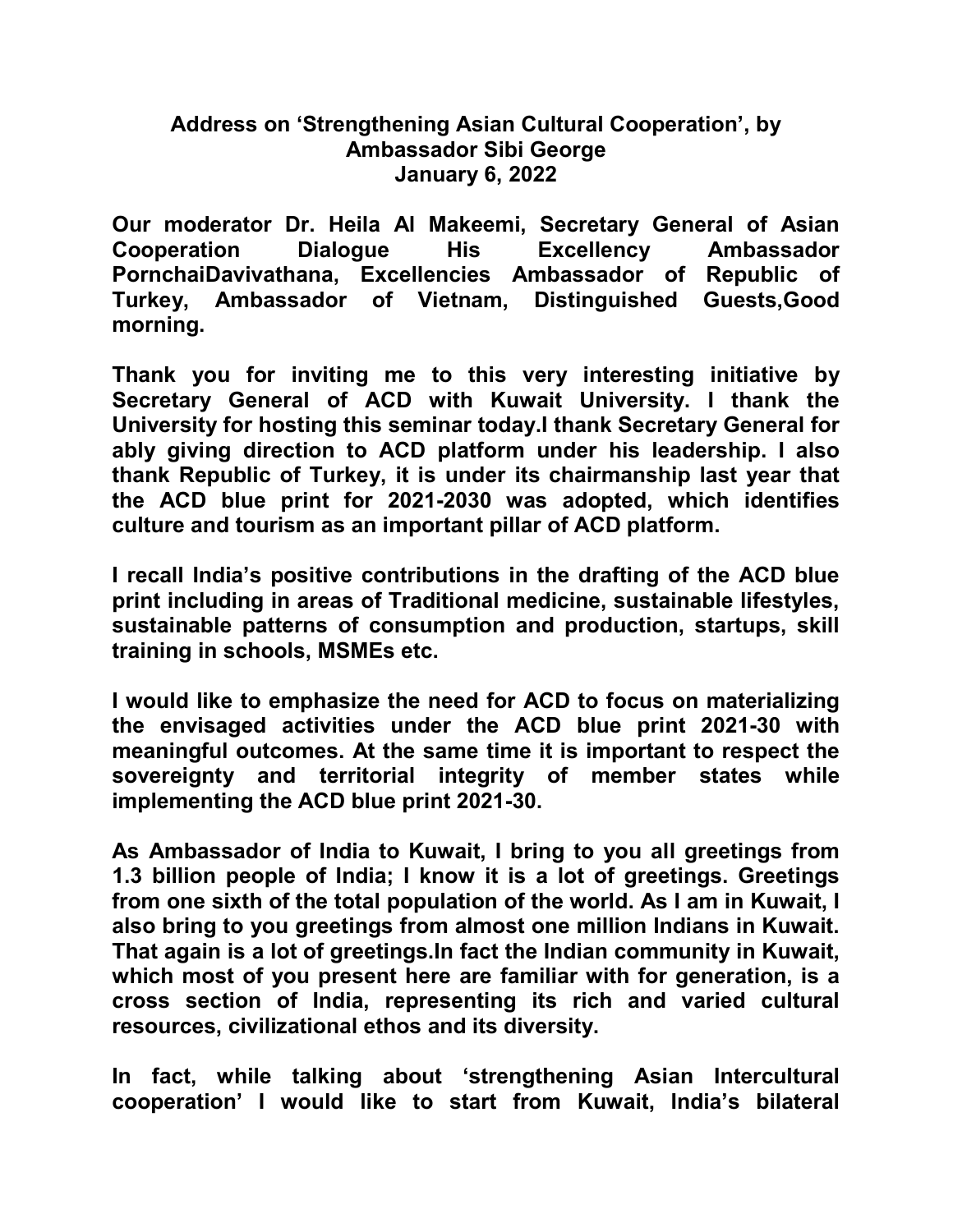**Address on 'Strengthening Asian Cultural Cooperation', by Ambassador Sibi George**
**January 6, 2022**

**Our moderator Dr. Heila Al Makeemi, Secretary General of Asian Cooperation Dialogue His Excellency Ambassador PornchaiDavivathana, Excellencies Ambassador of Republic of Turkey, Ambassador of Vietnam, Distinguished Guests,Good morning.**

**Thank you for inviting me to this very interesting initiative by Secretary General of ACD with Kuwait University. I thank the University for hosting this seminar today.I thank Secretary General for ably giving direction to ACD platform under his leadership. I also thank Republic of Turkey, it is under its chairmanship last year that the ACD blue print for 2021-2030 was adopted, which identifies culture and tourism as an important pillar of ACD platform.**

**I recall India's positive contributions in the drafting of the ACD blue print including in areas of Traditional medicine, sustainable lifestyles, sustainable patterns of consumption and production, startups, skill training in schools, MSMEs etc.**

**I would like to emphasize the need for ACD to focus on materializing the envisaged activities under the ACD blue print 2021-30 with meaningful outcomes. At the same time it is important to respect the sovereignty and territorial integrity of member states while implementing the ACD blue print 2021-30.**

**As Ambassador of India to Kuwait, I bring to you all greetings from 1.3 billion people of India; I know it is a lot of greetings. Greetings from one sixth of the total population of the world. As I am in Kuwait, I also bring to you greetings from almost one million Indians in Kuwait. That again is a lot of greetings.In fact the Indian community in Kuwait, which most of you present here are familiar with for generation, is a cross section of India, representing its rich and varied cultural resources, civilizational ethos and its diversity.**

**In fact, while talking about 'strengthening Asian Intercultural cooperation' I would like to start from Kuwait, India's bilateral**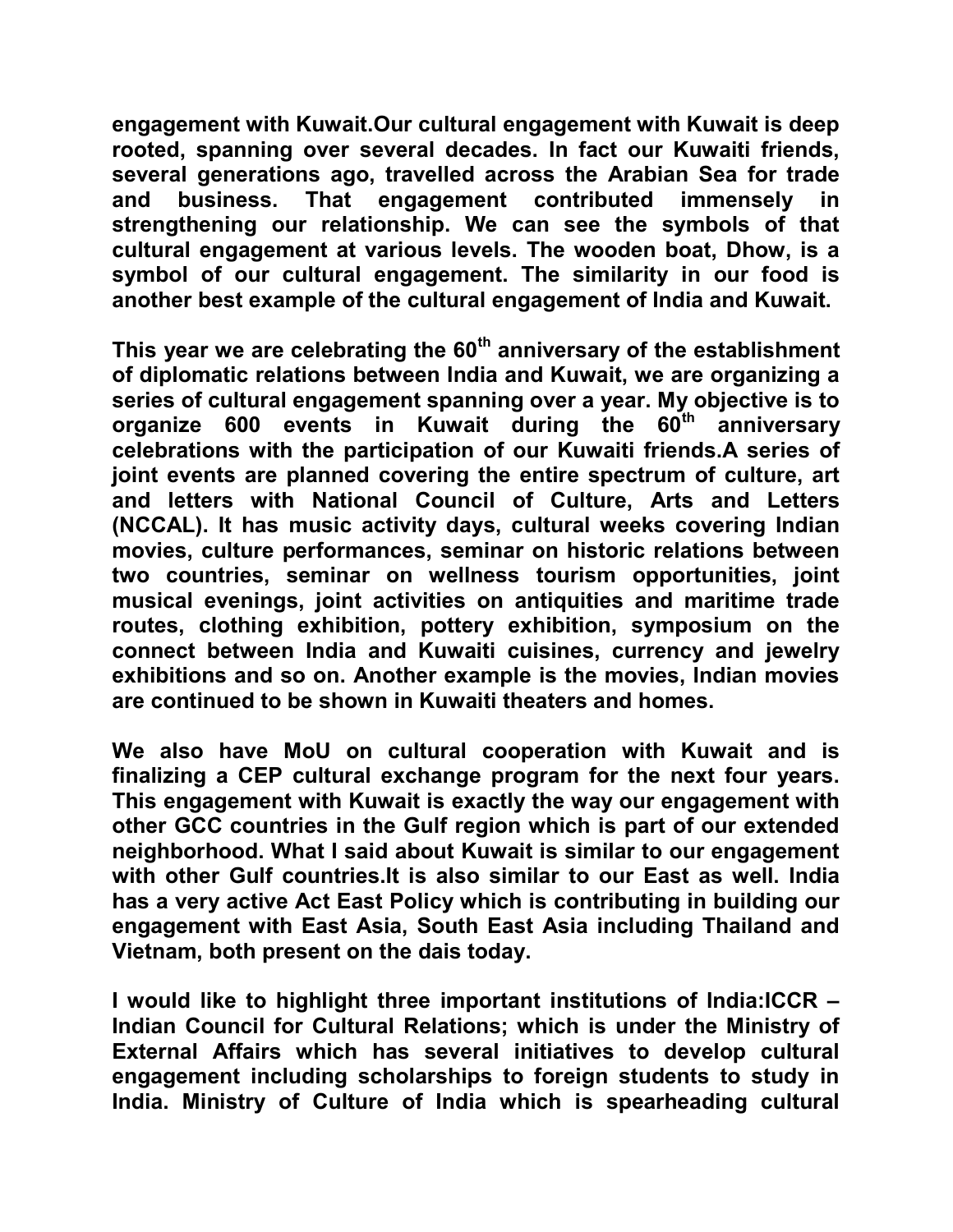**engagement with Kuwait.Our cultural engagement with Kuwait is deep rooted, spanning over several decades. In fact our Kuwaiti friends, several generations ago, travelled across the Arabian Sea for trade and business. That engagement contributed immensely in strengthening our relationship. We can see the symbols of that cultural engagement at various levels. The wooden boat, Dhow, is a symbol of our cultural engagement. The similarity in our food is another best example of the cultural engagement of India and Kuwait.**

**This year we are celebrating the 60th anniversary of the establishment of diplomatic relations between India and Kuwait, we are organizing a series of cultural engagement spanning over a year. My objective is to organize 600 events in Kuwait during the 60th anniversary celebrations with the participation of our Kuwaiti friends.A series of joint events are planned covering the entire spectrum of culture, art and letters with National Council of Culture, Arts and Letters (NCCAL). It has music activity days, cultural weeks covering Indian movies, culture performances, seminar on historic relations between two countries, seminar on wellness tourism opportunities, joint musical evenings, joint activities on antiquities and maritime trade routes, clothing exhibition, pottery exhibition, symposium on the connect between India and Kuwaiti cuisines, currency and jewelry exhibitions and so on. Another example is the movies, Indian movies are continued to be shown in Kuwaiti theaters and homes.**

**We also have MoU on cultural cooperation with Kuwait and is finalizing a CEP cultural exchange program for the next four years. This engagement with Kuwait is exactly the way our engagement with other GCC countries in the Gulf region which is part of our extended neighborhood. What I said about Kuwait is similar to our engagement with other Gulf countries.It is also similar to our East as well. India has a very active Act East Policy which is contributing in building our engagement with East Asia, South East Asia including Thailand and Vietnam, both present on the dais today.**

**I would like to highlight three important institutions of India:ICCR – Indian Council for Cultural Relations; which is under the Ministry of External Affairs which has several initiatives to develop cultural engagement including scholarships to foreign students to study in India. Ministry of Culture of India which is spearheading cultural**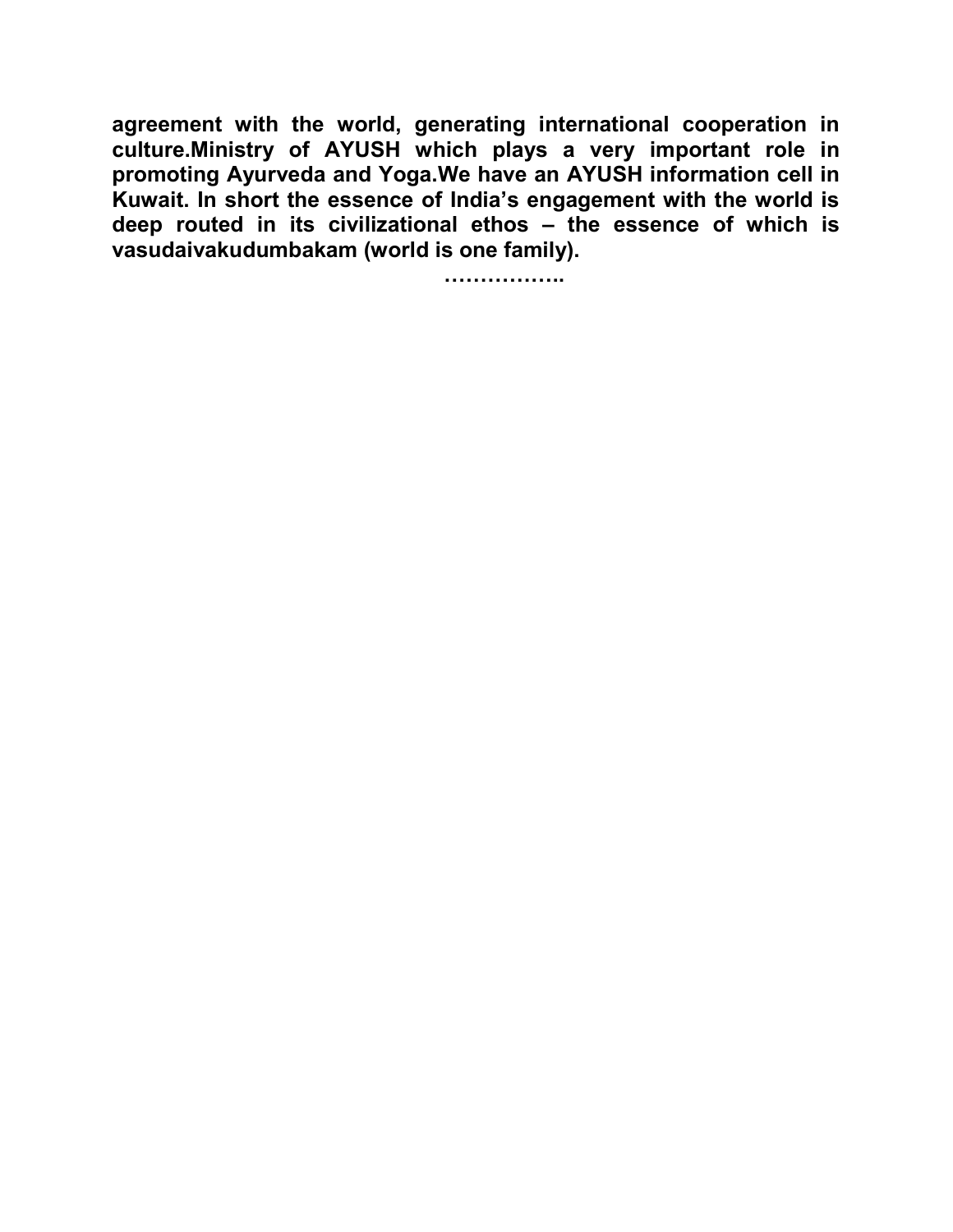**agreement with the world, generating international cooperation in culture.Ministry of AYUSH which plays a very important role in promoting Ayurveda and Yoga.We have an AYUSH information cell in Kuwait. In short the essence of India's engagement with the world is deep routed in its civilizational ethos – the essence of which is vasudaivakudumbakam (world is one family).**

**……………..**